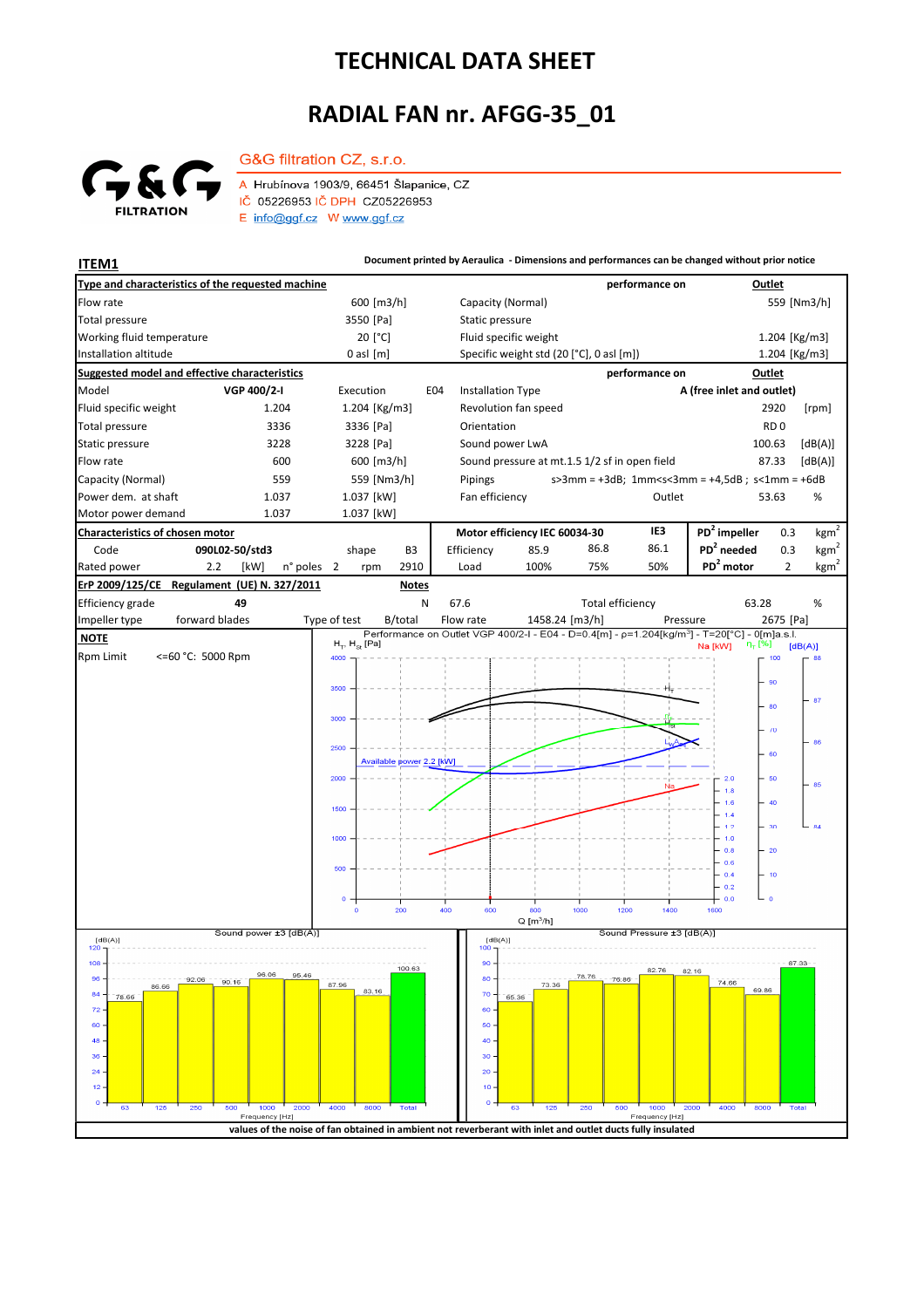# TECHNICAL DATA SHEET

# RADIAL FAN nr. AFGG-35_01

G&G FILTRATION

G&G filtration CZ, s.r.o.
A Hrubínova 1903/9, 66451 Šlapanice, CZ
IČ 05226953 IČ DPH CZ05226953
E info@ggf.cz W www.ggf.cz

**ITEM1**

**Document printed by Aeraulica - Dimensions and performances can be changed without prior notice**

| **Type and characteristics of the requested machine** | | | **performance on** | **Outlet** |
|---|---|---|---|---|
| Flow rate | 600 [m3/h] | Capacity (Normal) | | 559 [Nm3/h] |
| Total pressure | 3550 [Pa] | Static pressure | | |
| Working fluid temperature | 20 [°C] | Fluid specific weight | | 1.204 [Kg/m3] |
| Installation altitude | 0 asl [m] | Specific weight std (20 [°C], 0 asl [m]) | | 1.204 [Kg/m3] |

| **Suggested model and effective characteristics** | | | | | **performance on** | **Outlet** | |
|---|---|---|---|---|---|---|---|
| Model | VGP 400/2-I | Execution E04 | | Installation Type | A (free inlet and outlet) | | |
| Fluid specific weight | 1.204 | 1.204 [Kg/m3] | | Revolution fan speed | | 2920 | [rpm] |
| Total pressure | 3336 | 3336 [Pa] | | Orientation | | RD 0 | |
| Static pressure | 3228 | 3228 [Pa] | | Sound power LwA | | 100.63 | [dB(A)] |
| Flow rate | 600 | 600 [m3/h] | | Sound pressure at mt.1.5 1/2 sf in open field | | 87.33 | [dB(A)] |
| Capacity (Normal) | 559 | 559 [Nm3/h] | | Pipings | s>3mm = +3dB; 1mm<s<3mm = +4,5dB ; s<1mm = +6dB | | |
| Power dem. at shaft | 1.037 | 1.037 [kW] | | Fan efficiency | Outlet | 53.63 | % |
| Motor power demand | 1.037 | 1.037 [kW] | | | | | |

| **Characteristics of chosen motor** | | | | | **Motor efficiency IEC 60034-30** | | | **IE3** | | |
|---|---|---|---|---|---|---|---|---|---|---|
| Code | 090L02-50/std3 | shape | B3 | | Efficiency | 85.9 | 86.8 | 86.1 | **PD² impeller** | 0.3 kgm² |
| Rated power | 2.2 [kW] | n° poles 2 | rpm | 2910 | Load | 100% | 75% | 50% | **PD² needed** | 0.3 kgm² |
| | | | | | | | | | **PD² motor** | 2 kgm² |

| **ErP 2009/125/CE Regulament (UE) N. 327/2011** | | **Notes** | | | | |
|---|---|---|---|---|---|---|
| Efficiency grade | 49 | N | 67.6 | Total efficiency | 63.28 | % |
| Impeller type | forward blades | Type of test | B/total | Flow rate 1458.24 [m3/h] | Pressure | 2675 [Pa] |

**NOTE**

Rpm Limit <=60 °C: 5000 Rpm

Performance on Outlet VGP 400/2-I - E04 - D=0.4[m] - ρ=1.204[kg/m³] - T=20[°C] - 0[m]a.s.l.

Sound power ±3 [dB(A)]

| 63 | 125 | 250 | 500 | 1000 | 2000 | 4000 | 8000 | Total |
|---|---|---|---|---|---|---|---|---|
| 78.66 | 86.66 | 92.06 | 90.16 | 96.06 | 95.46 | 87.96 | 83.16 | 100.63 |

Sound Pressure ±3 [dB(A)]

| 63 | 125 | 250 | 500 | 1000 | 2000 | 4000 | 8000 | Total |
|---|---|---|---|---|---|---|---|---|
| 65.36 | 73.36 | 78.76 | 76.86 | 82.76 | 82.16 | 74.66 | 69.86 | 87.33 |

**values of the noise of fan obtained in ambient not reverberant with inlet and outlet ducts fully insulated**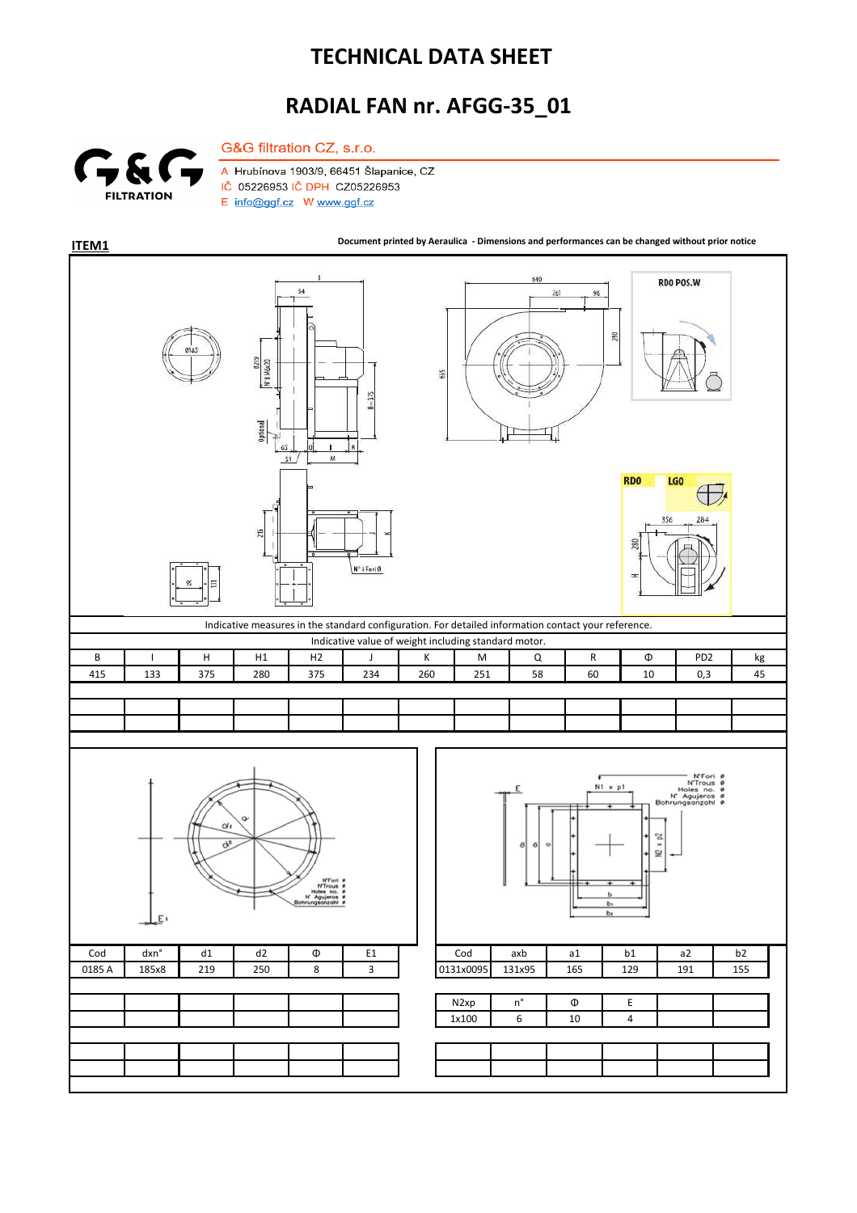# TECHNICAL DATA SHEET

## RADIAL FAN nr. AFGG-35_01

G&G filtration CZ, s.r.o.

A Hrubínova 1903/9, 66451 Šlapanice, CZ
IČ 05226953 IČ DPH CZ05226953
E info@ggf.cz W www.ggf.cz

**ITEM1**

**Document printed by Aeraulica - Dimensions and performances can be changed without prior notice**

RD0 POS.W

RD0 LG0

Indicative measures in the standard configuration. For detailed information contact your reference.

Indicative value of weight including standard motor.

| B | I | H | H1 | H2 | J | K | M | Q | R | Φ | PD2 | kg |
|---|---|---|---|---|---|---|---|---|---|---|---|---|
| 415 | 133 | 375 | 280 | 375 | 234 | 260 | 251 | 58 | 60 | 10 | 0,3 | 45 |

| Cod | dxn° | d1 | d2 | Φ | E1 |
|---|---|---|---|---|---|
| 0185 A | 185x8 | 219 | 250 | 8 | 3 |

| Cod | axb | a1 | b1 | a2 | b2 |
|---|---|---|---|---|---|
| 0131x0095 | 131x95 | 165 | 129 | 191 | 155 |

| N2xp | n° | Φ | E |
|---|---|---|---|
| 1x100 | 6 | 10 | 4 |